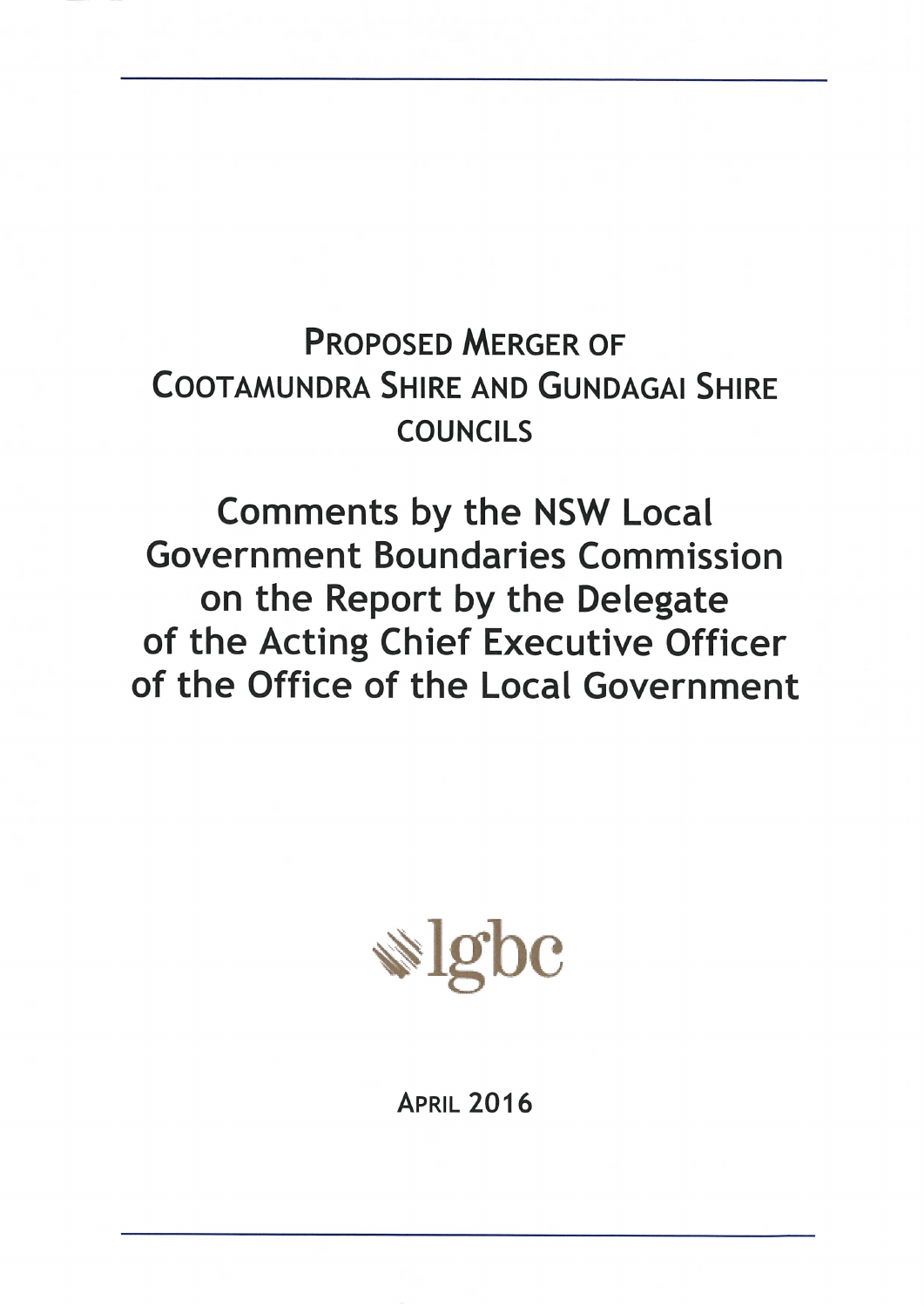# Proposed Merger of Cootamundra Shire and Gundagai Shire Councils

## Comments by the NSW Local Government Boundaries Commission on the Report by the Delegate of the Acting Chief Executive Officer of the Office of the Local Government

lgbc

April 2016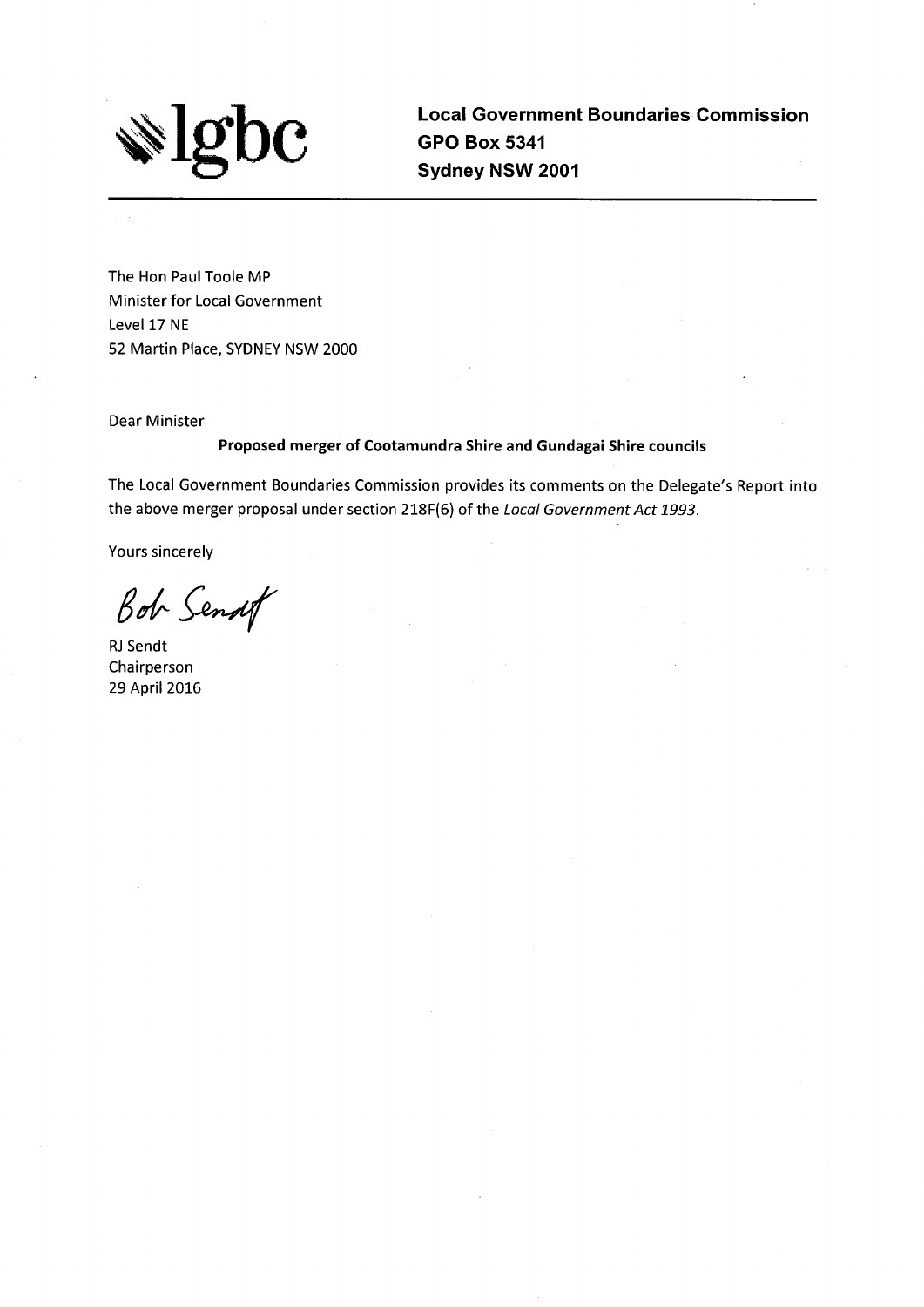**lgbc**

**Local Government Boundaries Commission**
**GPO Box 5341**
**Sydney NSW 2001**

---

The Hon Paul Toole MP
Minister for Local Government
Level 17 NE
52 Martin Place, SYDNEY NSW 2000

Dear Minister

**Proposed merger of Cootamundra Shire and Gundagai Shire councils**

The Local Government Boundaries Commission provides its comments on the Delegate's Report into the above merger proposal under section 218F(6) of the *Local Government Act 1993*.

Yours sincerely

Bob Sendt

RJ Sendt
Chairperson
29 April 2016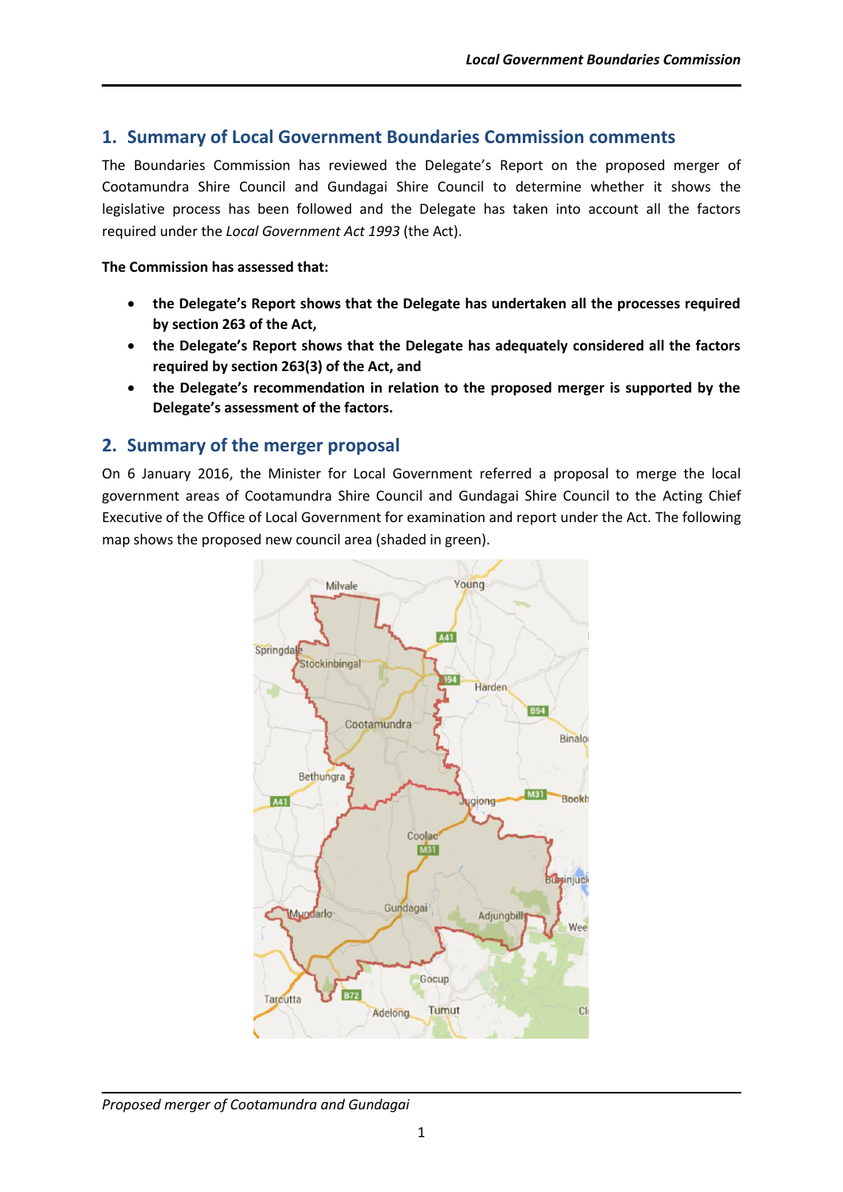## 1. Summary of Local Government Boundaries Commission comments

The Boundaries Commission has reviewed the Delegate's Report on the proposed merger of Cootamundra Shire Council and Gundagai Shire Council to determine whether it shows the legislative process has been followed and the Delegate has taken into account all the factors required under the *Local Government Act 1993* (the Act).

**The Commission has assessed that:**

- **the Delegate's Report shows that the Delegate has undertaken all the processes required by section 263 of the Act,**
- **the Delegate's Report shows that the Delegate has adequately considered all the factors required by section 263(3) of the Act, and**
- **the Delegate's recommendation in relation to the proposed merger is supported by the Delegate's assessment of the factors.**

## 2. Summary of the merger proposal

On 6 January 2016, the Minister for Local Government referred a proposal to merge the local government areas of Cootamundra Shire Council and Gundagai Shire Council to the Acting Chief Executive of the Office of Local Government for examination and report under the Act. The following map shows the proposed new council area (shaded in green).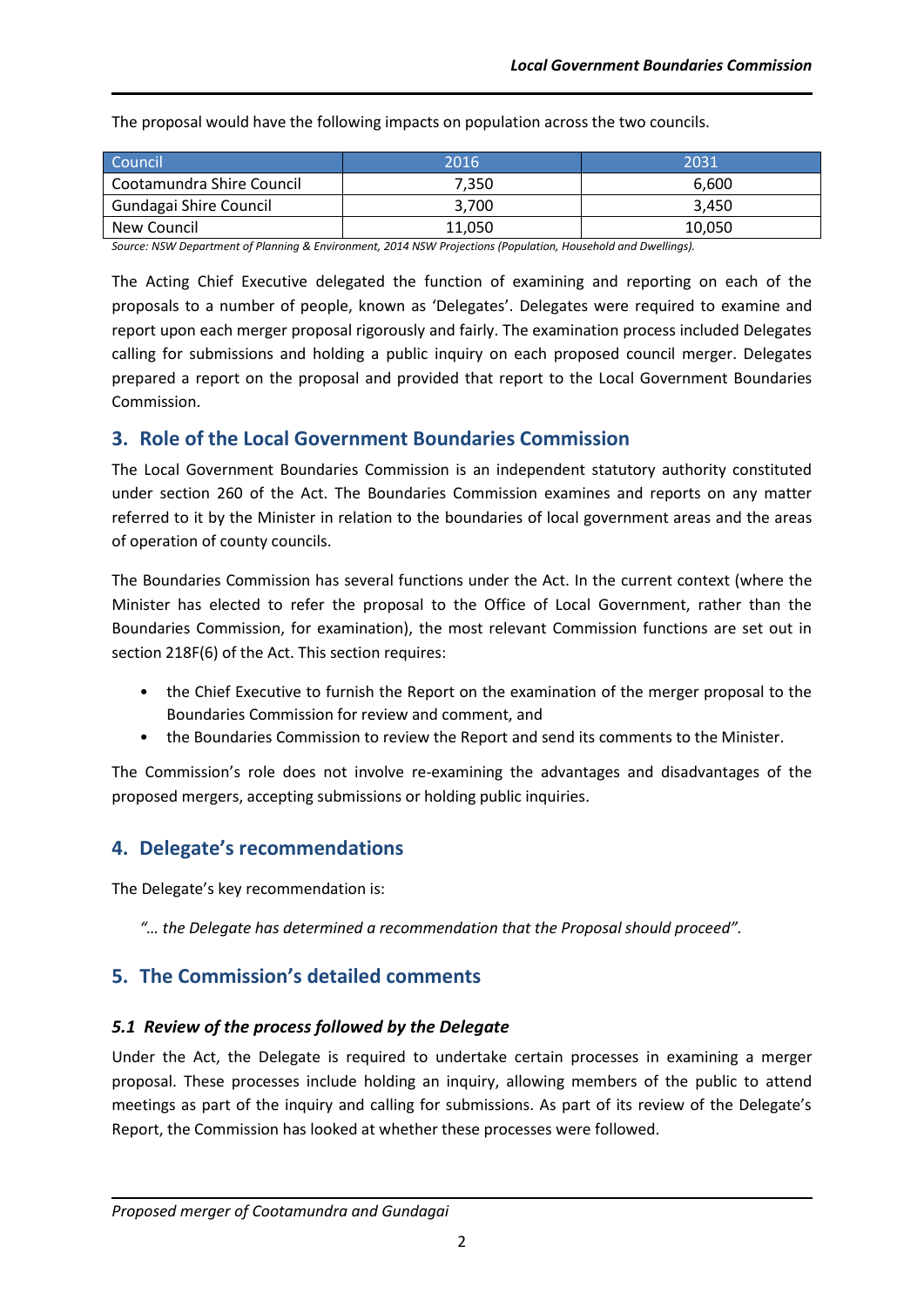The proposal would have the following impacts on population across the two councils.

| Council | 2016 | 2031 |
|---|---|---|
| Cootamundra Shire Council | 7,350 | 6,600 |
| Gundagai Shire Council | 3,700 | 3,450 |
| New Council | 11,050 | 10,050 |

*Source: NSW Department of Planning & Environment, 2014 NSW Projections (Population, Household and Dwellings).*

The Acting Chief Executive delegated the function of examining and reporting on each of the proposals to a number of people, known as 'Delegates'. Delegates were required to examine and report upon each merger proposal rigorously and fairly. The examination process included Delegates calling for submissions and holding a public inquiry on each proposed council merger. Delegates prepared a report on the proposal and provided that report to the Local Government Boundaries Commission.

## 3. Role of the Local Government Boundaries Commission

The Local Government Boundaries Commission is an independent statutory authority constituted under section 260 of the Act. The Boundaries Commission examines and reports on any matter referred to it by the Minister in relation to the boundaries of local government areas and the areas of operation of county councils.

The Boundaries Commission has several functions under the Act. In the current context (where the Minister has elected to refer the proposal to the Office of Local Government, rather than the Boundaries Commission, for examination), the most relevant Commission functions are set out in section 218F(6) of the Act. This section requires:

- the Chief Executive to furnish the Report on the examination of the merger proposal to the Boundaries Commission for review and comment, and
- the Boundaries Commission to review the Report and send its comments to the Minister.

The Commission's role does not involve re-examining the advantages and disadvantages of the proposed mergers, accepting submissions or holding public inquiries.

## 4. Delegate's recommendations

The Delegate's key recommendation is:

*"… the Delegate has determined a recommendation that the Proposal should proceed".*

## 5. The Commission's detailed comments

### *5.1 Review of the process followed by the Delegate*

Under the Act, the Delegate is required to undertake certain processes in examining a merger proposal. These processes include holding an inquiry, allowing members of the public to attend meetings as part of the inquiry and calling for submissions. As part of its review of the Delegate's Report, the Commission has looked at whether these processes were followed.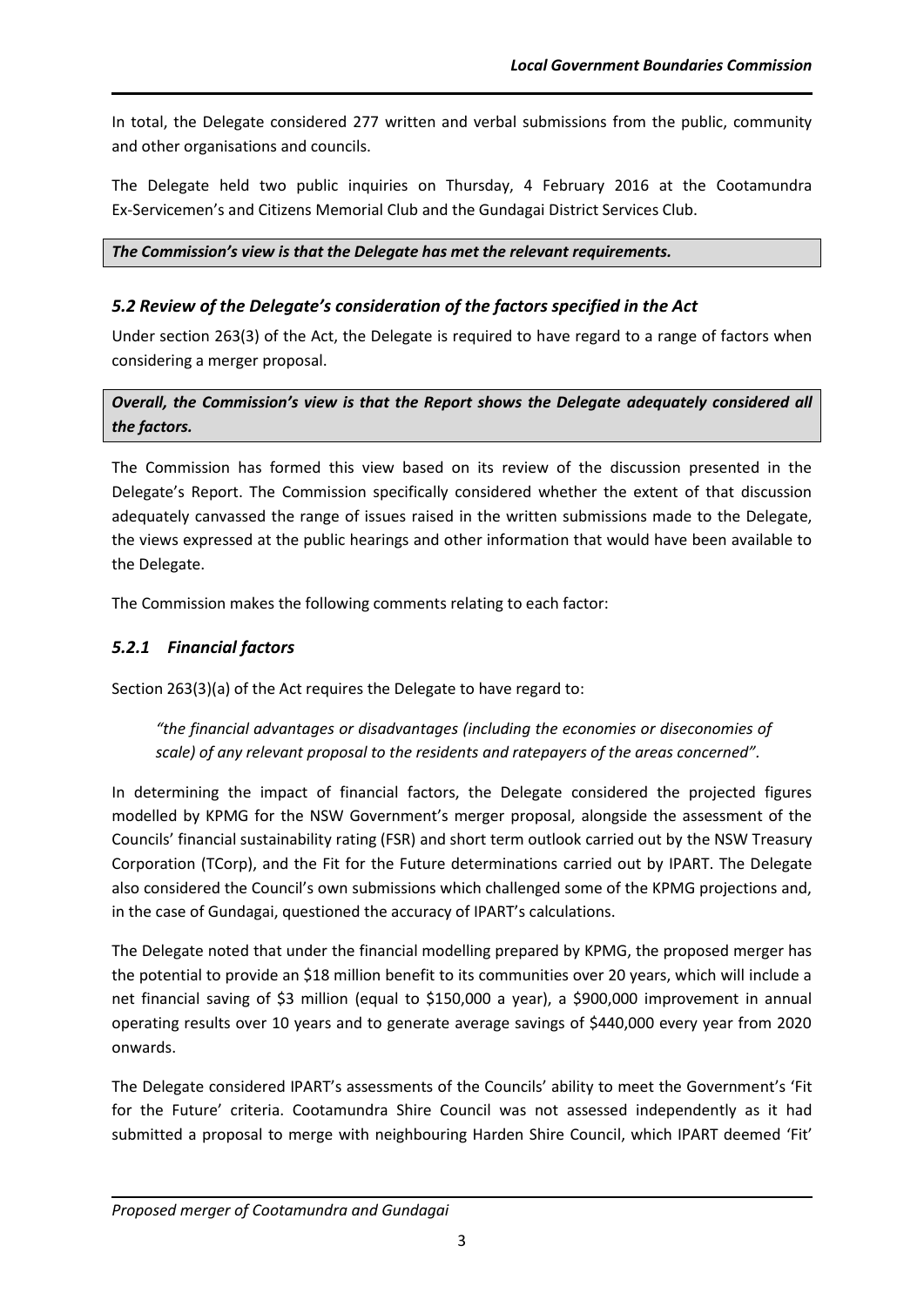In total, the Delegate considered 277 written and verbal submissions from the public, community and other organisations and councils.

The Delegate held two public inquiries on Thursday, 4 February 2016 at the Cootamundra Ex-Servicemen's and Citizens Memorial Club and the Gundagai District Services Club.

***The Commission's view is that the Delegate has met the relevant requirements.***

## *5.2 Review of the Delegate's consideration of the factors specified in the Act*

Under section 263(3) of the Act, the Delegate is required to have regard to a range of factors when considering a merger proposal.

***Overall, the Commission's view is that the Report shows the Delegate adequately considered all the factors.***

The Commission has formed this view based on its review of the discussion presented in the Delegate's Report. The Commission specifically considered whether the extent of that discussion adequately canvassed the range of issues raised in the written submissions made to the Delegate, the views expressed at the public hearings and other information that would have been available to the Delegate.

The Commission makes the following comments relating to each factor:

### *5.2.1 Financial factors*

Section 263(3)(a) of the Act requires the Delegate to have regard to:

> *"the financial advantages or disadvantages (including the economies or diseconomies of scale) of any relevant proposal to the residents and ratepayers of the areas concerned".*

In determining the impact of financial factors, the Delegate considered the projected figures modelled by KPMG for the NSW Government's merger proposal, alongside the assessment of the Councils' financial sustainability rating (FSR) and short term outlook carried out by the NSW Treasury Corporation (TCorp), and the Fit for the Future determinations carried out by IPART. The Delegate also considered the Council's own submissions which challenged some of the KPMG projections and, in the case of Gundagai, questioned the accuracy of IPART's calculations.

The Delegate noted that under the financial modelling prepared by KPMG, the proposed merger has the potential to provide an $18 million benefit to its communities over 20 years, which will include a net financial saving of $3 million (equal to $150,000 a year), a $900,000 improvement in annual operating results over 10 years and to generate average savings of $440,000 every year from 2020 onwards.

The Delegate considered IPART's assessments of the Councils' ability to meet the Government's 'Fit for the Future' criteria. Cootamundra Shire Council was not assessed independently as it had submitted a proposal to merge with neighbouring Harden Shire Council, which IPART deemed 'Fit'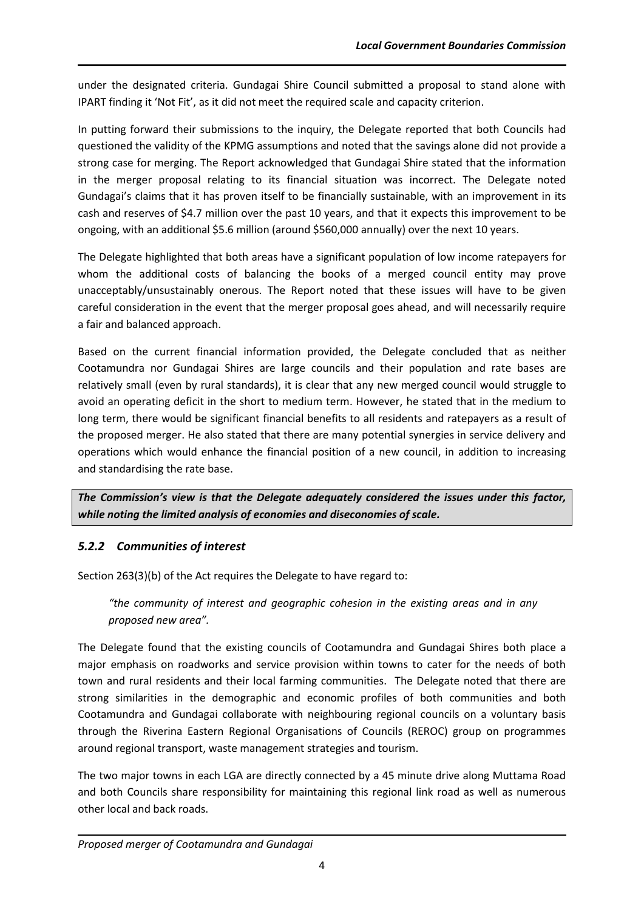under the designated criteria. Gundagai Shire Council submitted a proposal to stand alone with IPART finding it 'Not Fit', as it did not meet the required scale and capacity criterion.

In putting forward their submissions to the inquiry, the Delegate reported that both Councils had questioned the validity of the KPMG assumptions and noted that the savings alone did not provide a strong case for merging. The Report acknowledged that Gundagai Shire stated that the information in the merger proposal relating to its financial situation was incorrect. The Delegate noted Gundagai's claims that it has proven itself to be financially sustainable, with an improvement in its cash and reserves of $4.7 million over the past 10 years, and that it expects this improvement to be ongoing, with an additional $5.6 million (around $560,000 annually) over the next 10 years.

The Delegate highlighted that both areas have a significant population of low income ratepayers for whom the additional costs of balancing the books of a merged council entity may prove unacceptably/unsustainably onerous. The Report noted that these issues will have to be given careful consideration in the event that the merger proposal goes ahead, and will necessarily require a fair and balanced approach.

Based on the current financial information provided, the Delegate concluded that as neither Cootamundra nor Gundagai Shires are large councils and their population and rate bases are relatively small (even by rural standards), it is clear that any new merged council would struggle to avoid an operating deficit in the short to medium term. However, he stated that in the medium to long term, there would be significant financial benefits to all residents and ratepayers as a result of the proposed merger. He also stated that there are many potential synergies in service delivery and operations which would enhance the financial position of a new council, in addition to increasing and standardising the rate base.

***The Commission's view is that the Delegate adequately considered the issues under this factor, while noting the limited analysis of economies and diseconomies of scale.***

### *5.2.2 Communities of interest*

Section 263(3)(b) of the Act requires the Delegate to have regard to:

> *"the community of interest and geographic cohesion in the existing areas and in any proposed new area".*

The Delegate found that the existing councils of Cootamundra and Gundagai Shires both place a major emphasis on roadworks and service provision within towns to cater for the needs of both town and rural residents and their local farming communities. The Delegate noted that there are strong similarities in the demographic and economic profiles of both communities and both Cootamundra and Gundagai collaborate with neighbouring regional councils on a voluntary basis through the Riverina Eastern Regional Organisations of Councils (REROC) group on programmes around regional transport, waste management strategies and tourism.

The two major towns in each LGA are directly connected by a 45 minute drive along Muttama Road and both Councils share responsibility for maintaining this regional link road as well as numerous other local and back roads.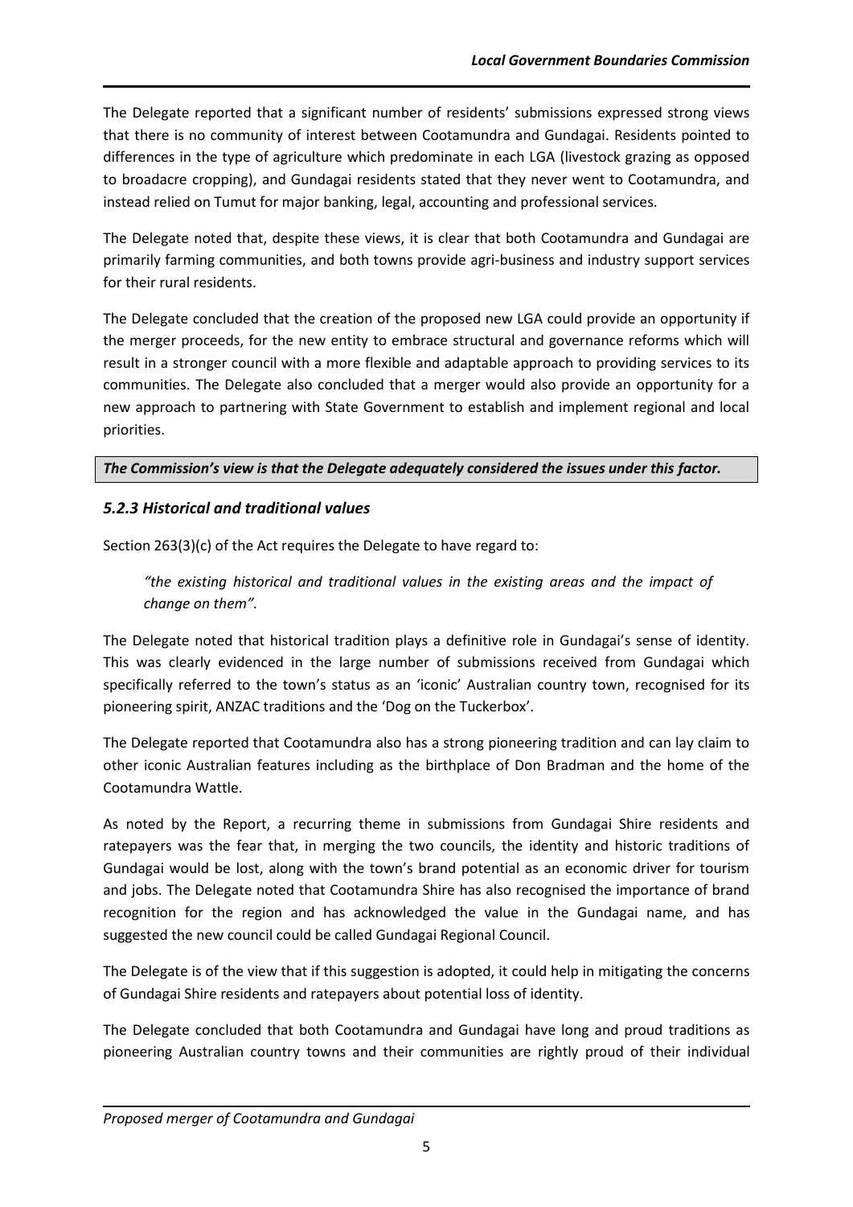The Delegate reported that a significant number of residents' submissions expressed strong views that there is no community of interest between Cootamundra and Gundagai. Residents pointed to differences in the type of agriculture which predominate in each LGA (livestock grazing as opposed to broadacre cropping), and Gundagai residents stated that they never went to Cootamundra, and instead relied on Tumut for major banking, legal, accounting and professional services.

The Delegate noted that, despite these views, it is clear that both Cootamundra and Gundagai are primarily farming communities, and both towns provide agri-business and industry support services for their rural residents.

The Delegate concluded that the creation of the proposed new LGA could provide an opportunity if the merger proceeds, for the new entity to embrace structural and governance reforms which will result in a stronger council with a more flexible and adaptable approach to providing services to its communities. The Delegate also concluded that a merger would also provide an opportunity for a new approach to partnering with State Government to establish and implement regional and local priorities.

***The Commission's view is that the Delegate adequately considered the issues under this factor.***

### *5.2.3 Historical and traditional values*

Section 263(3)(c) of the Act requires the Delegate to have regard to:

> *"the existing historical and traditional values in the existing areas and the impact of change on them".*

The Delegate noted that historical tradition plays a definitive role in Gundagai's sense of identity. This was clearly evidenced in the large number of submissions received from Gundagai which specifically referred to the town's status as an 'iconic' Australian country town, recognised for its pioneering spirit, ANZAC traditions and the 'Dog on the Tuckerbox'.

The Delegate reported that Cootamundra also has a strong pioneering tradition and can lay claim to other iconic Australian features including as the birthplace of Don Bradman and the home of the Cootamundra Wattle.

As noted by the Report, a recurring theme in submissions from Gundagai Shire residents and ratepayers was the fear that, in merging the two councils, the identity and historic traditions of Gundagai would be lost, along with the town's brand potential as an economic driver for tourism and jobs. The Delegate noted that Cootamundra Shire has also recognised the importance of brand recognition for the region and has acknowledged the value in the Gundagai name, and has suggested the new council could be called Gundagai Regional Council.

The Delegate is of the view that if this suggestion is adopted, it could help in mitigating the concerns of Gundagai Shire residents and ratepayers about potential loss of identity.

The Delegate concluded that both Cootamundra and Gundagai have long and proud traditions as pioneering Australian country towns and their communities are rightly proud of their individual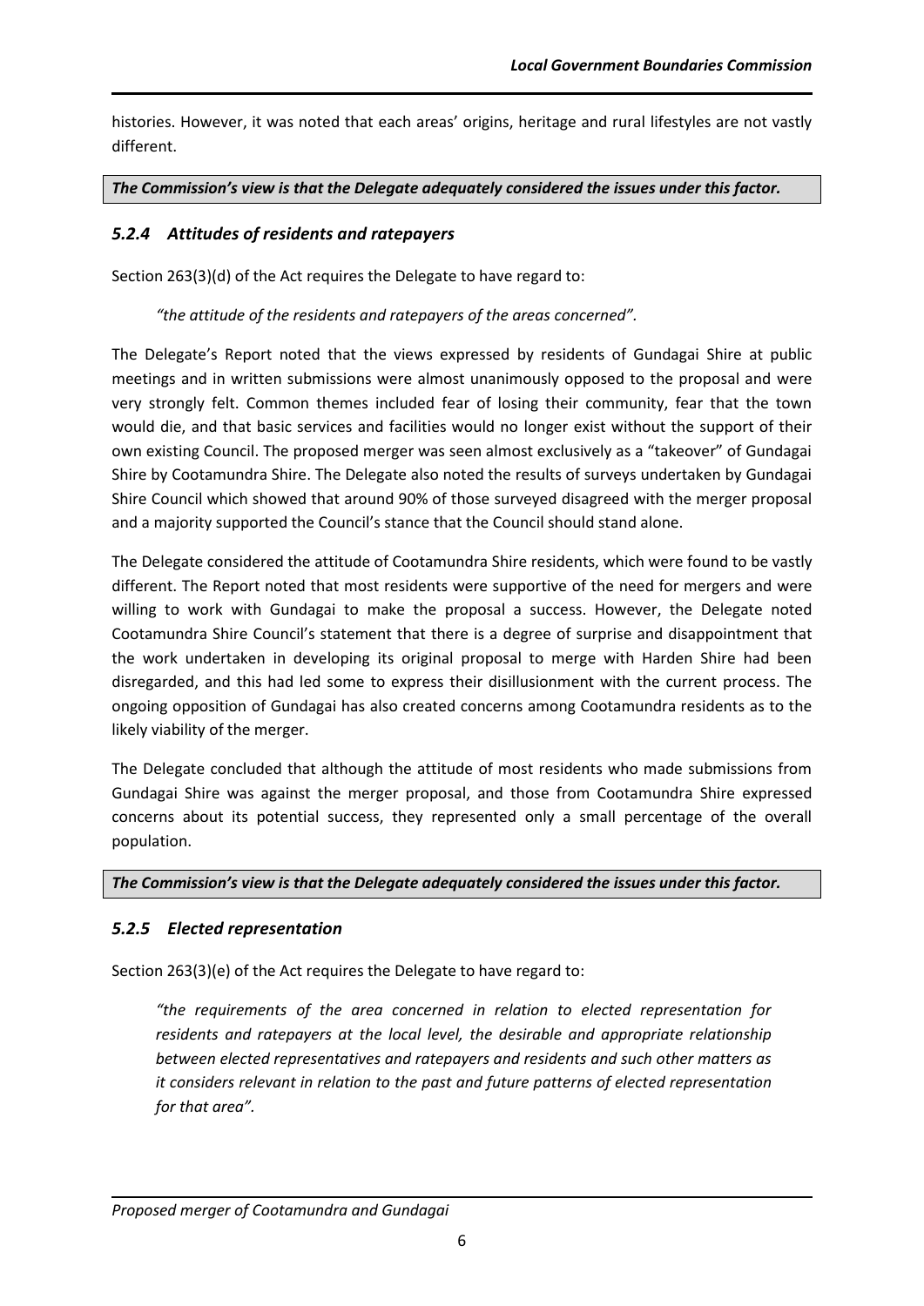histories. However, it was noted that each areas' origins, heritage and rural lifestyles are not vastly different.

***The Commission's view is that the Delegate adequately considered the issues under this factor.***

### *5.2.4 Attitudes of residents and ratepayers*

Section 263(3)(d) of the Act requires the Delegate to have regard to:

> *"the attitude of the residents and ratepayers of the areas concerned".*

The Delegate's Report noted that the views expressed by residents of Gundagai Shire at public meetings and in written submissions were almost unanimously opposed to the proposal and were very strongly felt. Common themes included fear of losing their community, fear that the town would die, and that basic services and facilities would no longer exist without the support of their own existing Council. The proposed merger was seen almost exclusively as a "takeover" of Gundagai Shire by Cootamundra Shire. The Delegate also noted the results of surveys undertaken by Gundagai Shire Council which showed that around 90% of those surveyed disagreed with the merger proposal and a majority supported the Council's stance that the Council should stand alone.

The Delegate considered the attitude of Cootamundra Shire residents, which were found to be vastly different. The Report noted that most residents were supportive of the need for mergers and were willing to work with Gundagai to make the proposal a success. However, the Delegate noted Cootamundra Shire Council's statement that there is a degree of surprise and disappointment that the work undertaken in developing its original proposal to merge with Harden Shire had been disregarded, and this had led some to express their disillusionment with the current process. The ongoing opposition of Gundagai has also created concerns among Cootamundra residents as to the likely viability of the merger.

The Delegate concluded that although the attitude of most residents who made submissions from Gundagai Shire was against the merger proposal, and those from Cootamundra Shire expressed concerns about its potential success, they represented only a small percentage of the overall population.

***The Commission's view is that the Delegate adequately considered the issues under this factor.***

### *5.2.5 Elected representation*

Section 263(3)(e) of the Act requires the Delegate to have regard to:

> *"the requirements of the area concerned in relation to elected representation for residents and ratepayers at the local level, the desirable and appropriate relationship between elected representatives and ratepayers and residents and such other matters as it considers relevant in relation to the past and future patterns of elected representation for that area".*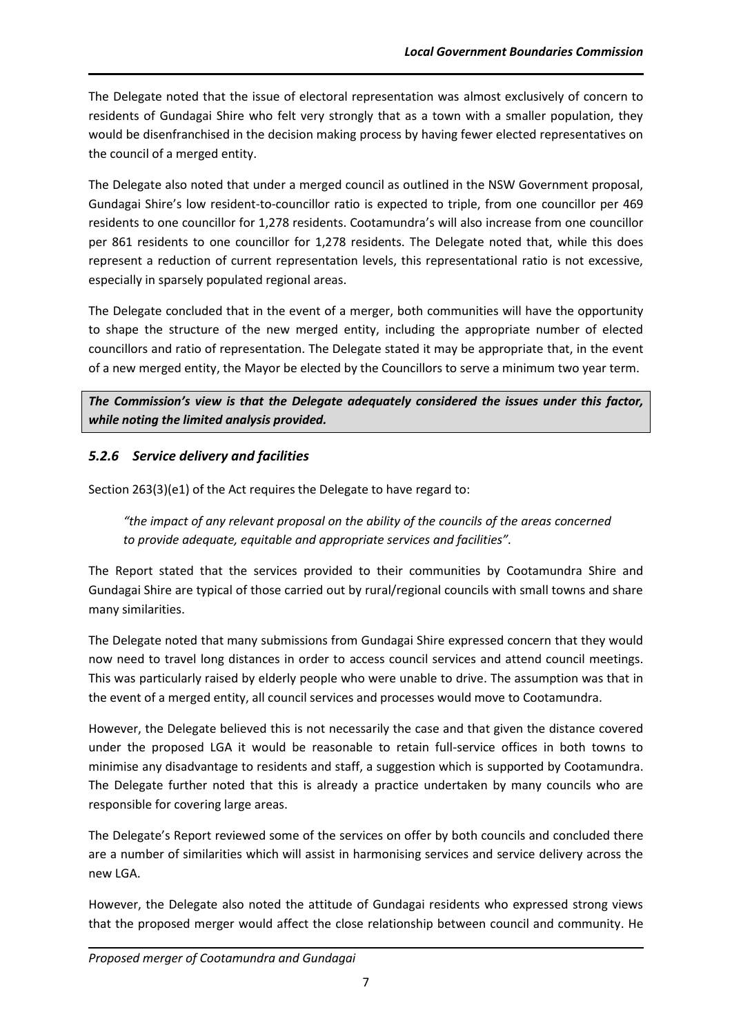The Delegate noted that the issue of electoral representation was almost exclusively of concern to residents of Gundagai Shire who felt very strongly that as a town with a smaller population, they would be disenfranchised in the decision making process by having fewer elected representatives on the council of a merged entity.

The Delegate also noted that under a merged council as outlined in the NSW Government proposal, Gundagai Shire's low resident-to-councillor ratio is expected to triple, from one councillor per 469 residents to one councillor for 1,278 residents. Cootamundra's will also increase from one councillor per 861 residents to one councillor for 1,278 residents. The Delegate noted that, while this does represent a reduction of current representation levels, this representational ratio is not excessive, especially in sparsely populated regional areas.

The Delegate concluded that in the event of a merger, both communities will have the opportunity to shape the structure of the new merged entity, including the appropriate number of elected councillors and ratio of representation. The Delegate stated it may be appropriate that, in the event of a new merged entity, the Mayor be elected by the Councillors to serve a minimum two year term.

***The Commission's view is that the Delegate adequately considered the issues under this factor, while noting the limited analysis provided.***

### *5.2.6 Service delivery and facilities*

Section 263(3)(e1) of the Act requires the Delegate to have regard to:

> *"the impact of any relevant proposal on the ability of the councils of the areas concerned to provide adequate, equitable and appropriate services and facilities".*

The Report stated that the services provided to their communities by Cootamundra Shire and Gundagai Shire are typical of those carried out by rural/regional councils with small towns and share many similarities.

The Delegate noted that many submissions from Gundagai Shire expressed concern that they would now need to travel long distances in order to access council services and attend council meetings. This was particularly raised by elderly people who were unable to drive. The assumption was that in the event of a merged entity, all council services and processes would move to Cootamundra.

However, the Delegate believed this is not necessarily the case and that given the distance covered under the proposed LGA it would be reasonable to retain full-service offices in both towns to minimise any disadvantage to residents and staff, a suggestion which is supported by Cootamundra. The Delegate further noted that this is already a practice undertaken by many councils who are responsible for covering large areas.

The Delegate's Report reviewed some of the services on offer by both councils and concluded there are a number of similarities which will assist in harmonising services and service delivery across the new LGA.

However, the Delegate also noted the attitude of Gundagai residents who expressed strong views that the proposed merger would affect the close relationship between council and community. He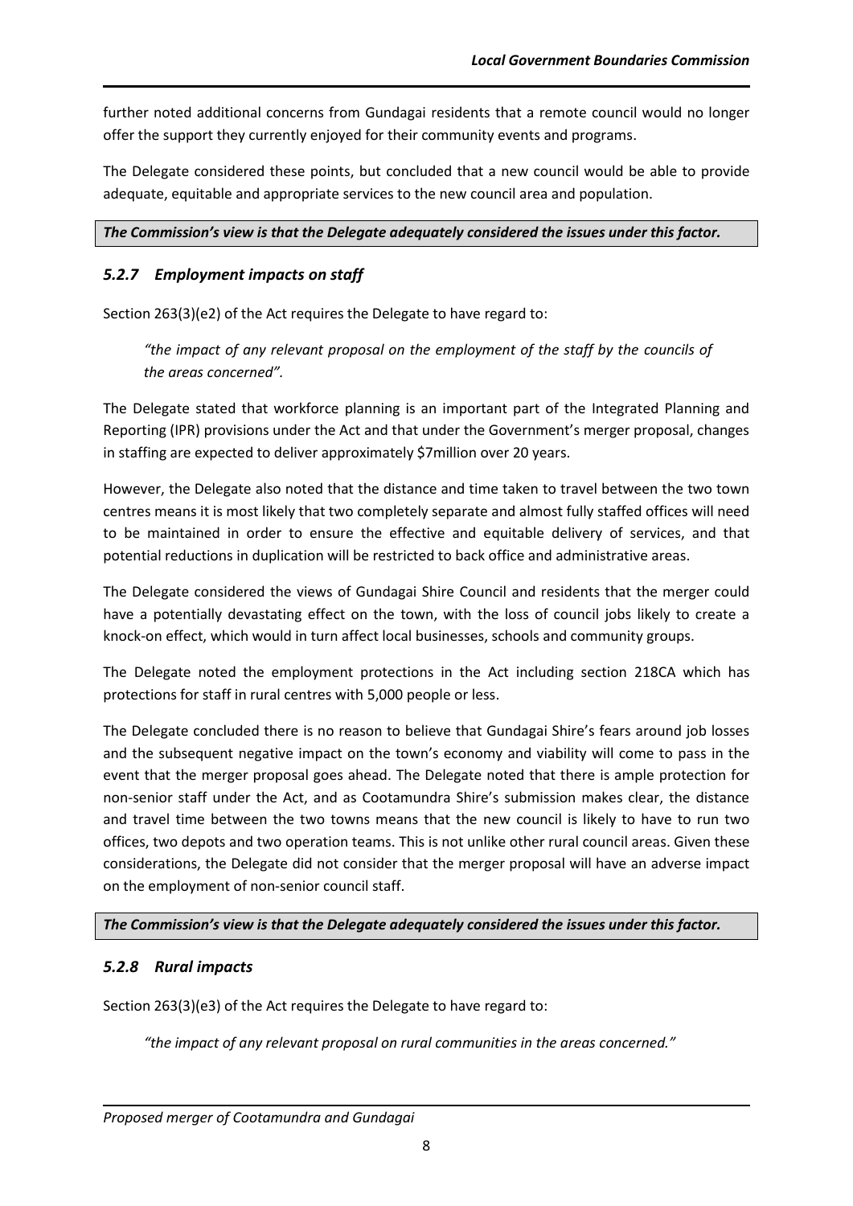further noted additional concerns from Gundagai residents that a remote council would no longer offer the support they currently enjoyed for their community events and programs.

The Delegate considered these points, but concluded that a new council would be able to provide adequate, equitable and appropriate services to the new council area and population.

***The Commission's view is that the Delegate adequately considered the issues under this factor.***

### *5.2.7 Employment impacts on staff*

Section 263(3)(e2) of the Act requires the Delegate to have regard to:

> *"the impact of any relevant proposal on the employment of the staff by the councils of the areas concerned".*

The Delegate stated that workforce planning is an important part of the Integrated Planning and Reporting (IPR) provisions under the Act and that under the Government's merger proposal, changes in staffing are expected to deliver approximately $7million over 20 years.

However, the Delegate also noted that the distance and time taken to travel between the two town centres means it is most likely that two completely separate and almost fully staffed offices will need to be maintained in order to ensure the effective and equitable delivery of services, and that potential reductions in duplication will be restricted to back office and administrative areas.

The Delegate considered the views of Gundagai Shire Council and residents that the merger could have a potentially devastating effect on the town, with the loss of council jobs likely to create a knock-on effect, which would in turn affect local businesses, schools and community groups.

The Delegate noted the employment protections in the Act including section 218CA which has protections for staff in rural centres with 5,000 people or less.

The Delegate concluded there is no reason to believe that Gundagai Shire's fears around job losses and the subsequent negative impact on the town's economy and viability will come to pass in the event that the merger proposal goes ahead. The Delegate noted that there is ample protection for non-senior staff under the Act, and as Cootamundra Shire's submission makes clear, the distance and travel time between the two towns means that the new council is likely to have to run two offices, two depots and two operation teams. This is not unlike other rural council areas. Given these considerations, the Delegate did not consider that the merger proposal will have an adverse impact on the employment of non-senior council staff.

***The Commission's view is that the Delegate adequately considered the issues under this factor.***

### *5.2.8 Rural impacts*

Section 263(3)(e3) of the Act requires the Delegate to have regard to:

> *"the impact of any relevant proposal on rural communities in the areas concerned."*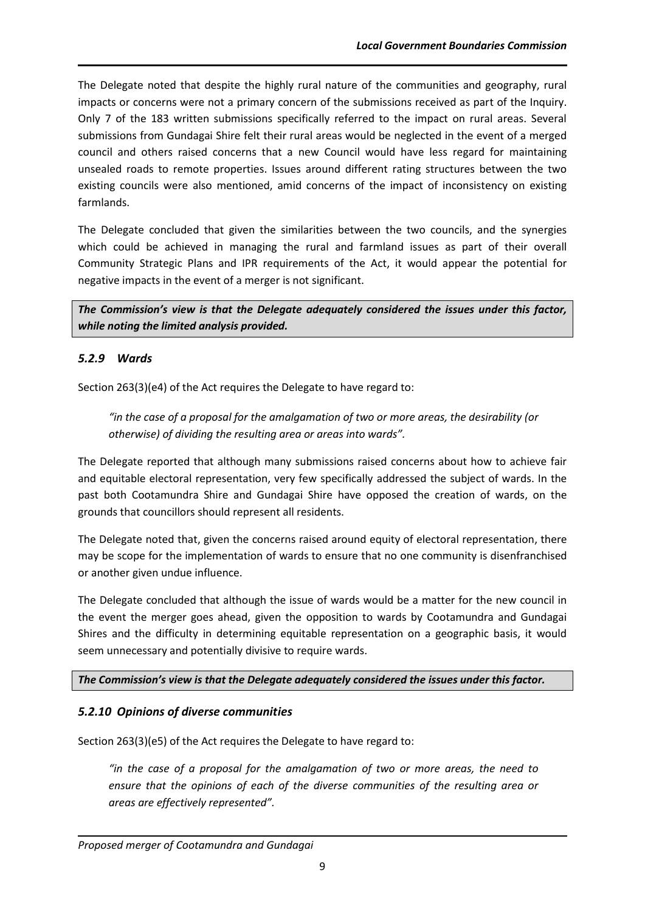The Delegate noted that despite the highly rural nature of the communities and geography, rural impacts or concerns were not a primary concern of the submissions received as part of the Inquiry. Only 7 of the 183 written submissions specifically referred to the impact on rural areas. Several submissions from Gundagai Shire felt their rural areas would be neglected in the event of a merged council and others raised concerns that a new Council would have less regard for maintaining unsealed roads to remote properties. Issues around different rating structures between the two existing councils were also mentioned, amid concerns of the impact of inconsistency on existing farmlands.

The Delegate concluded that given the similarities between the two councils, and the synergies which could be achieved in managing the rural and farmland issues as part of their overall Community Strategic Plans and IPR requirements of the Act, it would appear the potential for negative impacts in the event of a merger is not significant.

***The Commission's view is that the Delegate adequately considered the issues under this factor, while noting the limited analysis provided.***

### *5.2.9 Wards*

Section 263(3)(e4) of the Act requires the Delegate to have regard to:

> *"in the case of a proposal for the amalgamation of two or more areas, the desirability (or otherwise) of dividing the resulting area or areas into wards".*

The Delegate reported that although many submissions raised concerns about how to achieve fair and equitable electoral representation, very few specifically addressed the subject of wards. In the past both Cootamundra Shire and Gundagai Shire have opposed the creation of wards, on the grounds that councillors should represent all residents.

The Delegate noted that, given the concerns raised around equity of electoral representation, there may be scope for the implementation of wards to ensure that no one community is disenfranchised or another given undue influence.

The Delegate concluded that although the issue of wards would be a matter for the new council in the event the merger goes ahead, given the opposition to wards by Cootamundra and Gundagai Shires and the difficulty in determining equitable representation on a geographic basis, it would seem unnecessary and potentially divisive to require wards.

***The Commission's view is that the Delegate adequately considered the issues under this factor.***

### *5.2.10 Opinions of diverse communities*

Section 263(3)(e5) of the Act requires the Delegate to have regard to:

> *"in the case of a proposal for the amalgamation of two or more areas, the need to ensure that the opinions of each of the diverse communities of the resulting area or areas are effectively represented".*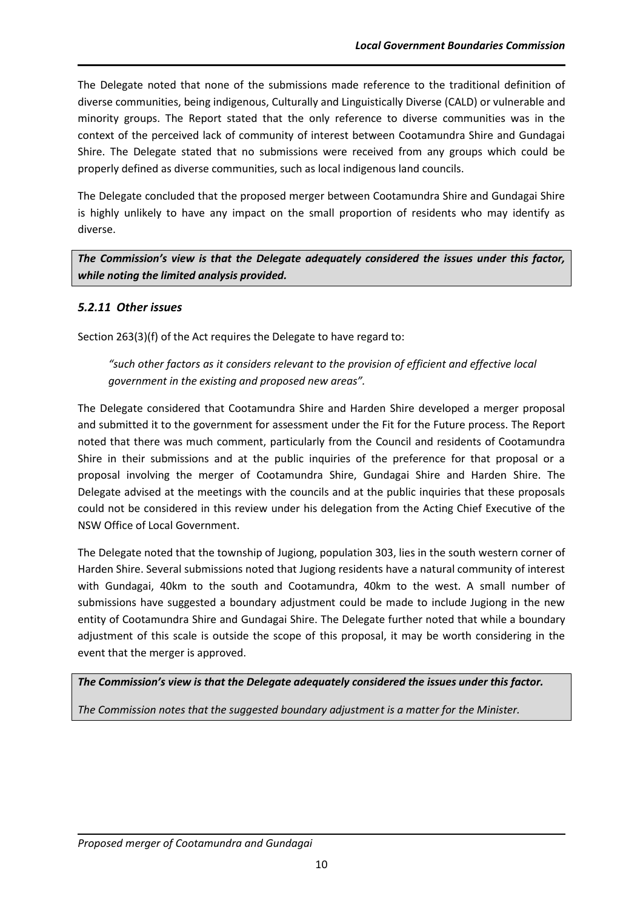The Delegate noted that none of the submissions made reference to the traditional definition of diverse communities, being indigenous, Culturally and Linguistically Diverse (CALD) or vulnerable and minority groups. The Report stated that the only reference to diverse communities was in the context of the perceived lack of community of interest between Cootamundra Shire and Gundagai Shire. The Delegate stated that no submissions were received from any groups which could be properly defined as diverse communities, such as local indigenous land councils.

The Delegate concluded that the proposed merger between Cootamundra Shire and Gundagai Shire is highly unlikely to have any impact on the small proportion of residents who may identify as diverse.

***The Commission's view is that the Delegate adequately considered the issues under this factor, while noting the limited analysis provided.***

### *5.2.11 Other issues*

Section 263(3)(f) of the Act requires the Delegate to have regard to:

> *"such other factors as it considers relevant to the provision of efficient and effective local government in the existing and proposed new areas".*

The Delegate considered that Cootamundra Shire and Harden Shire developed a merger proposal and submitted it to the government for assessment under the Fit for the Future process. The Report noted that there was much comment, particularly from the Council and residents of Cootamundra Shire in their submissions and at the public inquiries of the preference for that proposal or a proposal involving the merger of Cootamundra Shire, Gundagai Shire and Harden Shire. The Delegate advised at the meetings with the councils and at the public inquiries that these proposals could not be considered in this review under his delegation from the Acting Chief Executive of the NSW Office of Local Government.

The Delegate noted that the township of Jugiong, population 303, lies in the south western corner of Harden Shire. Several submissions noted that Jugiong residents have a natural community of interest with Gundagai, 40km to the south and Cootamundra, 40km to the west. A small number of submissions have suggested a boundary adjustment could be made to include Jugiong in the new entity of Cootamundra Shire and Gundagai Shire. The Delegate further noted that while a boundary adjustment of this scale is outside the scope of this proposal, it may be worth considering in the event that the merger is approved.

***The Commission's view is that the Delegate adequately considered the issues under this factor.***

*The Commission notes that the suggested boundary adjustment is a matter for the Minister.*